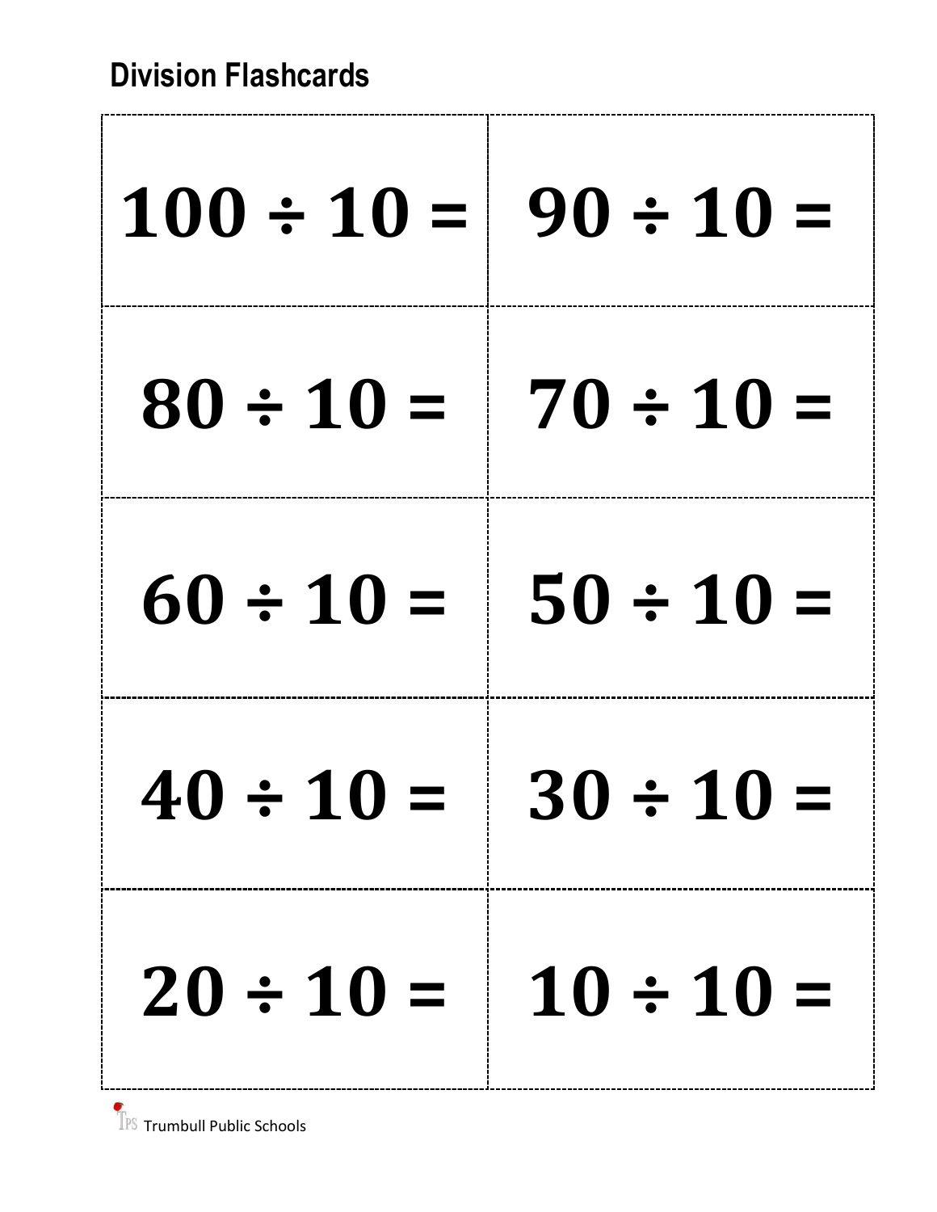## Division Flashcards

| | |
|---|---|
| $100 \div 10 =$ | $90 \div 10 =$ |
| $80 \div 10 =$ | $70 \div 10 =$ |
| $60 \div 10 =$ | $50 \div 10 =$ |
| $40 \div 10 =$ | $30 \div 10 =$ |
| $20 \div 10 =$ | $10 \div 10 =$ |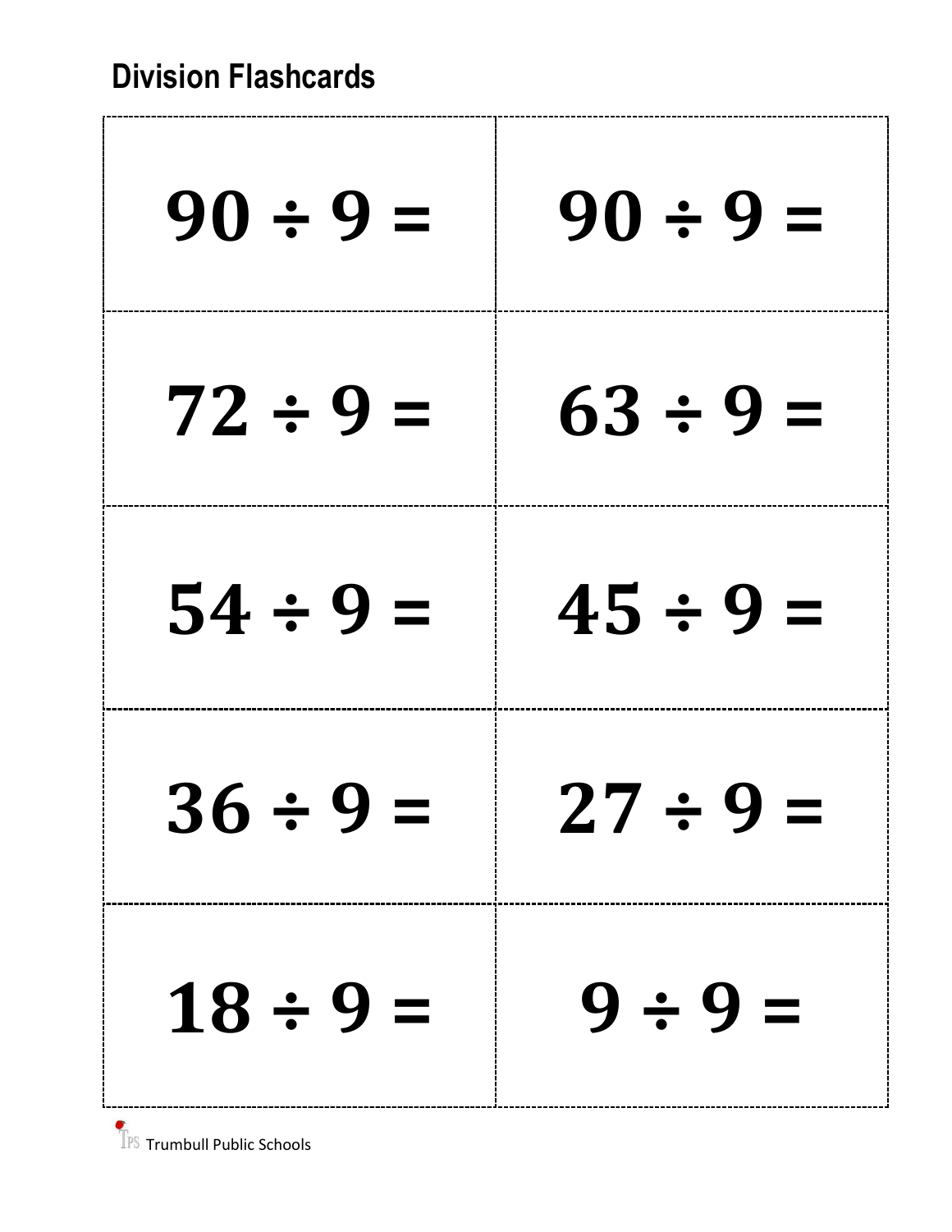## Division Flashcards

| | |
|---|---|
| $90 \div 9 =$ | $90 \div 9 =$ |
| $72 \div 9 =$ | $63 \div 9 =$ |
| $54 \div 9 =$ | $45 \div 9 =$ |
| $36 \div 9 =$ | $27 \div 9 =$ |
| $18 \div 9 =$ | $9 \div 9 =$ |

TPS Trumbull Public Schools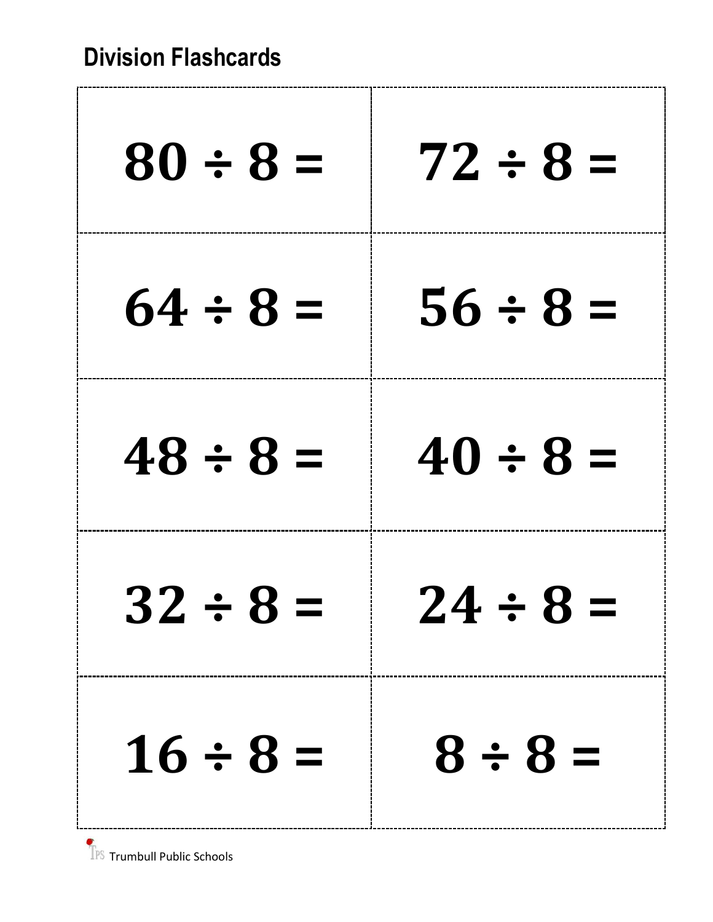## Division Flashcards

| | |
|---|---|
| $80 \div 8 =$ | $72 \div 8 =$ |
| $64 \div 8 =$ | $56 \div 8 =$ |
| $48 \div 8 =$ | $40 \div 8 =$ |
| $32 \div 8 =$ | $24 \div 8 =$ |
| $16 \div 8 =$ | $8 \div 8 =$ |

Trumbull Public Schools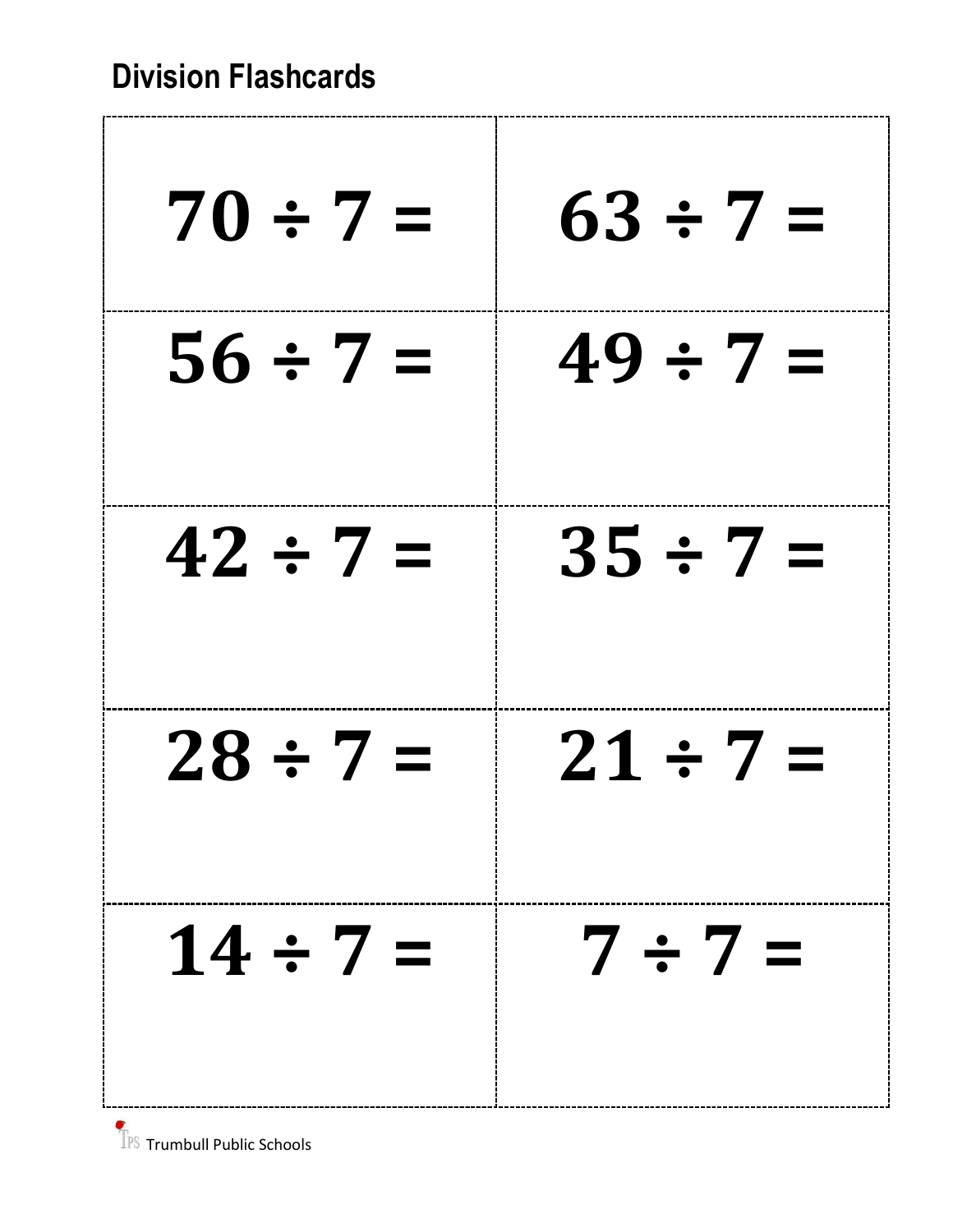## Division Flashcards

| | |
|---|---|
| $70 \div 7 =$ | $63 \div 7 =$ |
| $56 \div 7 =$ | $49 \div 7 =$ |
| $42 \div 7 =$ | $35 \div 7 =$ |
| $28 \div 7 =$ | $21 \div 7 =$ |
| $14 \div 7 =$ | $7 \div 7 =$ |

TPS Trumbull Public Schools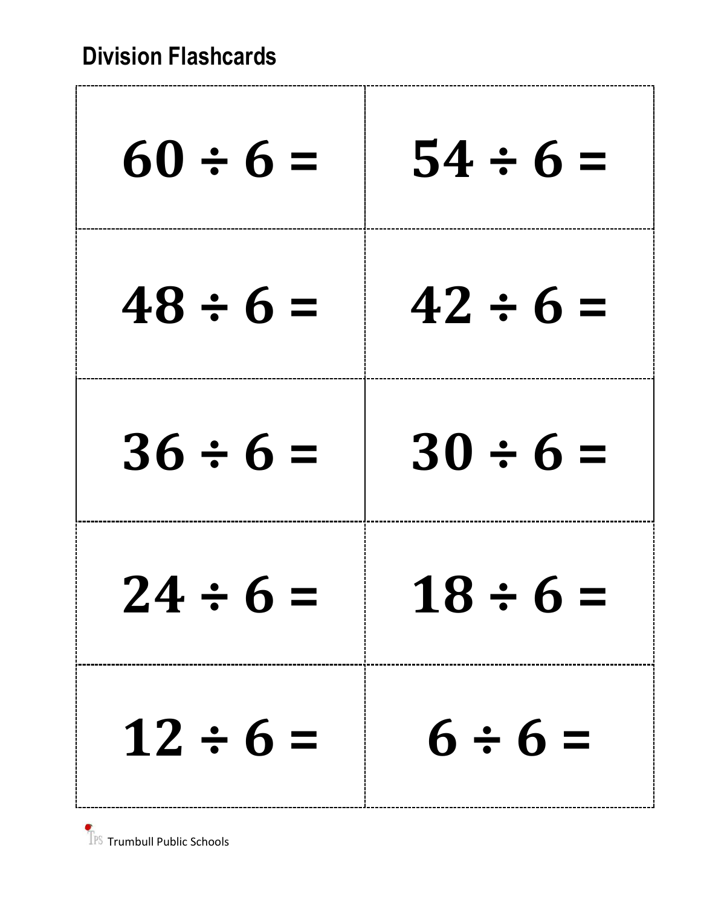# Division Flashcards

| | |
|---|---|
| $60 \div 6 =$ | $54 \div 6 =$ |
| $48 \div 6 =$ | $42 \div 6 =$ |
| $36 \div 6 =$ | $30 \div 6 =$ |
| $24 \div 6 =$ | $18 \div 6 =$ |
| $12 \div 6 =$ | $6 \div 6 =$ |

Trumbull Public Schools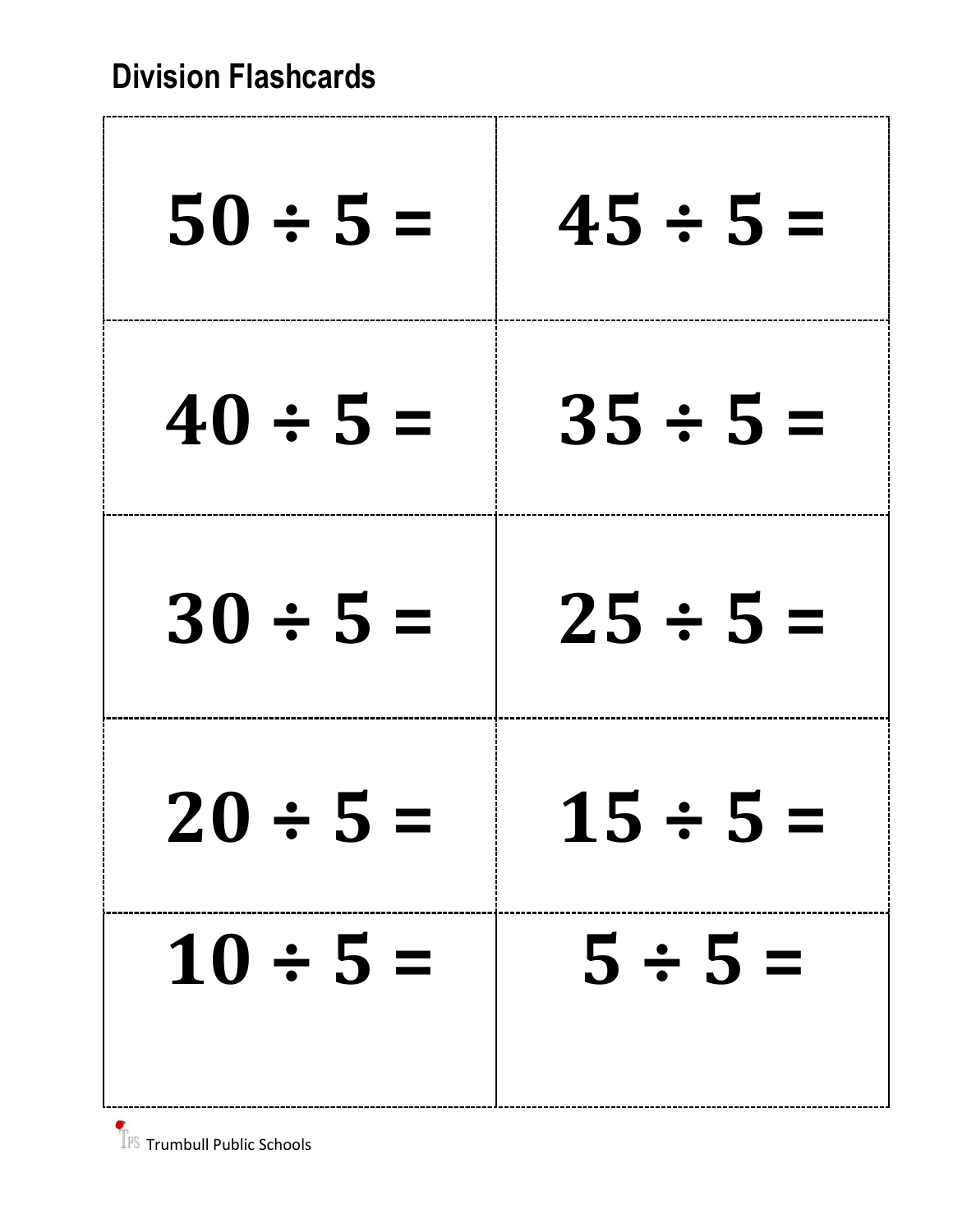## Division Flashcards

| | |
|---|---|
| $50 \div 5 =$ | $45 \div 5 =$ |
| $40 \div 5 =$ | $35 \div 5 =$ |
| $30 \div 5 =$ | $25 \div 5 =$ |
| $20 \div 5 =$ | $15 \div 5 =$ |
| $10 \div 5 =$ | $5 \div 5 =$ |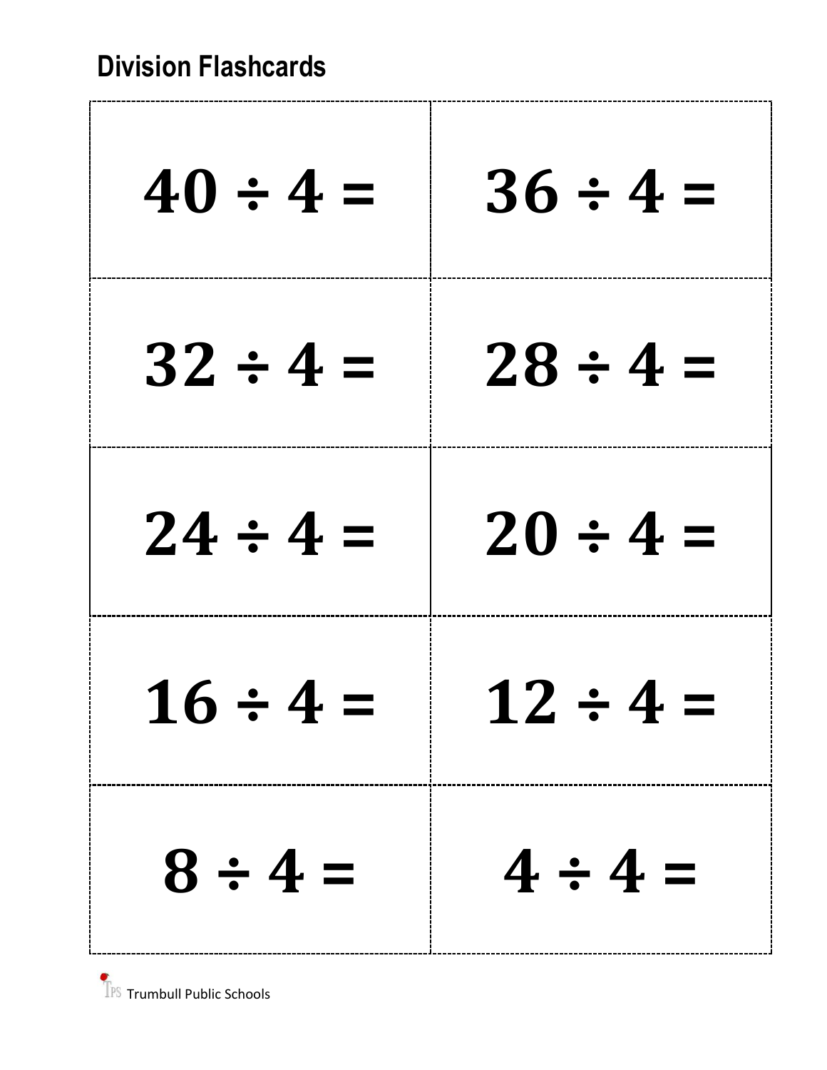## Division Flashcards

| | |
|---|---|
| $40 \div 4 =$ | $36 \div 4 =$ |
| $32 \div 4 =$ | $28 \div 4 =$ |
| $24 \div 4 =$ | $20 \div 4 =$ |
| $16 \div 4 =$ | $12 \div 4 =$ |
| $8 \div 4 =$ | $4 \div 4 =$ |

TPS Trumbull Public Schools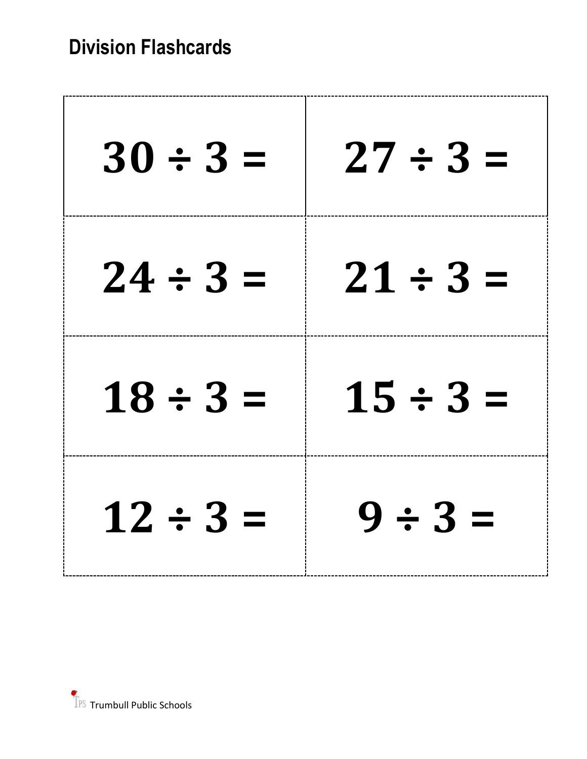# Division Flashcards

| | |
|---|---|
| $30 \div 3 =$ | $27 \div 3 =$ |
| $24 \div 3 =$ | $21 \div 3 =$ |
| $18 \div 3 =$ | $15 \div 3 =$ |
| $12 \div 3 =$ | $9 \div 3 =$ |

Trumbull Public Schools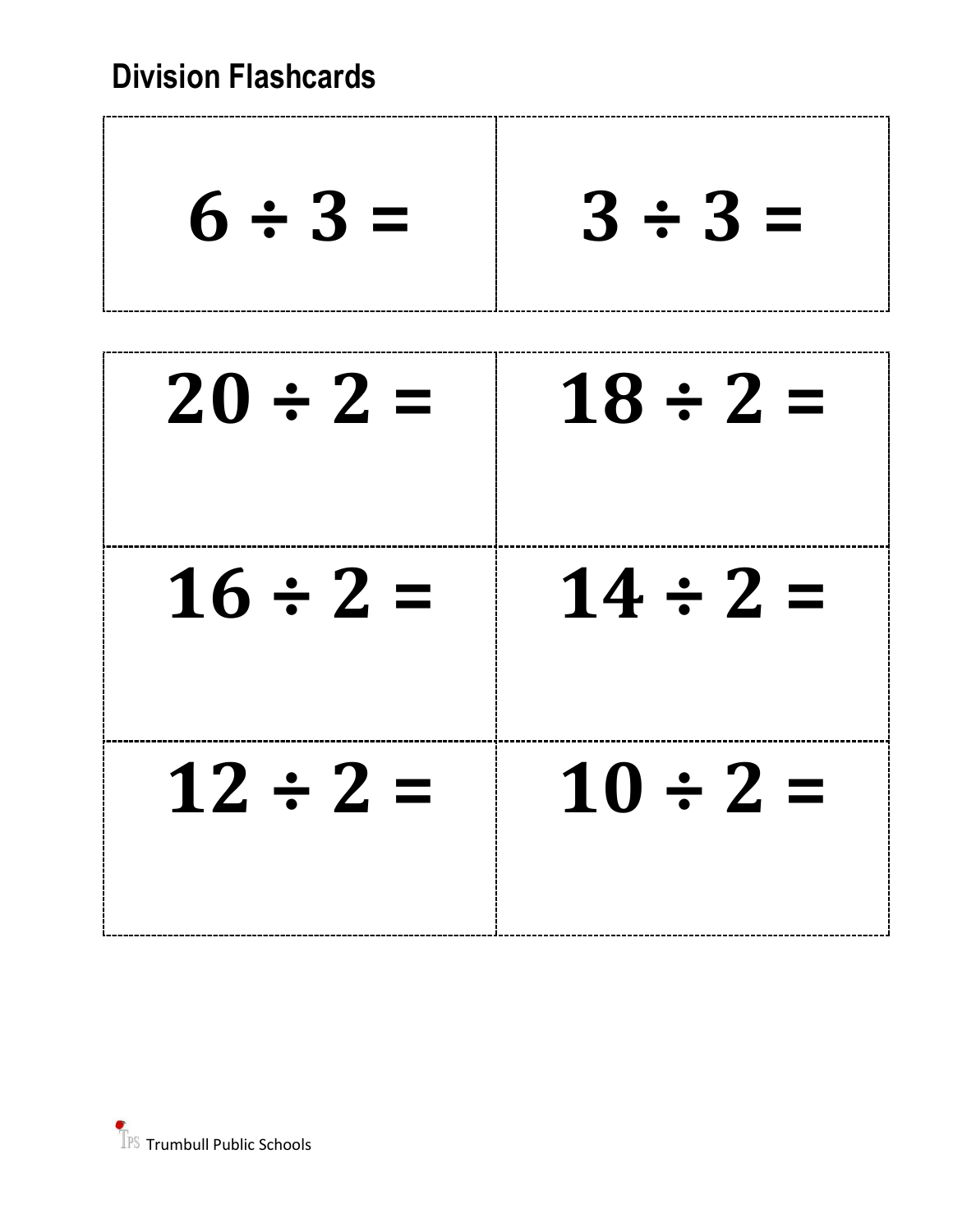## Division Flashcards

| | |
|---|---|
| $6 \div 3 =$ | $3 \div 3 =$ |

| | |
|---|---|
| $20 \div 2 =$ | $18 \div 2 =$ |
| $16 \div 2 =$ | $14 \div 2 =$ |
| $12 \div 2 =$ | $10 \div 2 =$ |

Trumbull Public Schools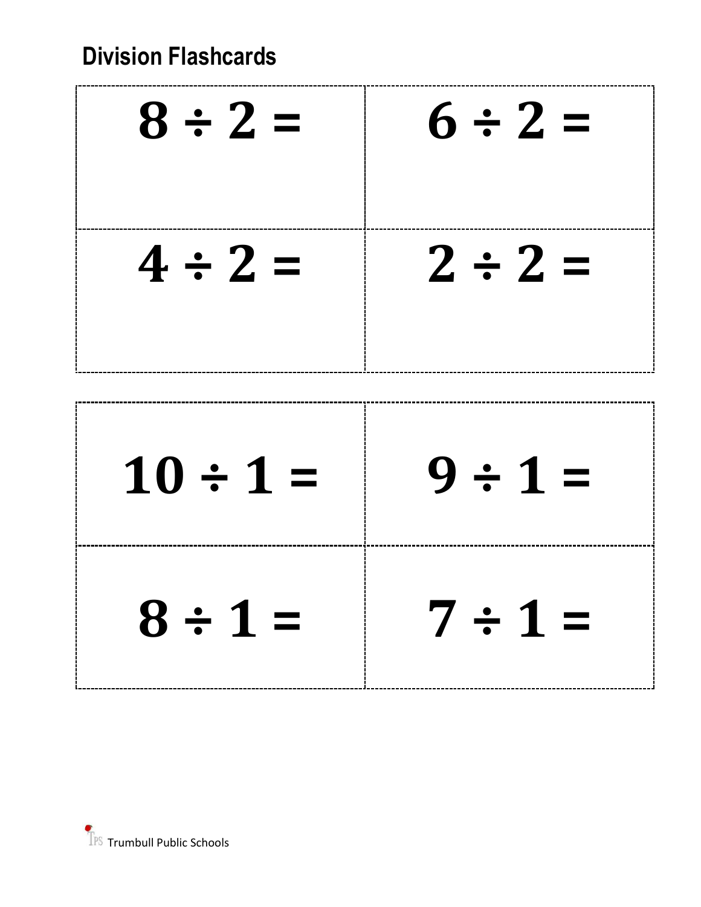## Division Flashcards

| | |
|---|---|
| $8 \div 2 =$ | $6 \div 2 =$ |
| $4 \div 2 =$ | $2 \div 2 =$ |

| | |
|---|---|
| $10 \div 1 =$ | $9 \div 1 =$ |
| $8 \div 1 =$ | $7 \div 1 =$ |

Trumbull Public Schools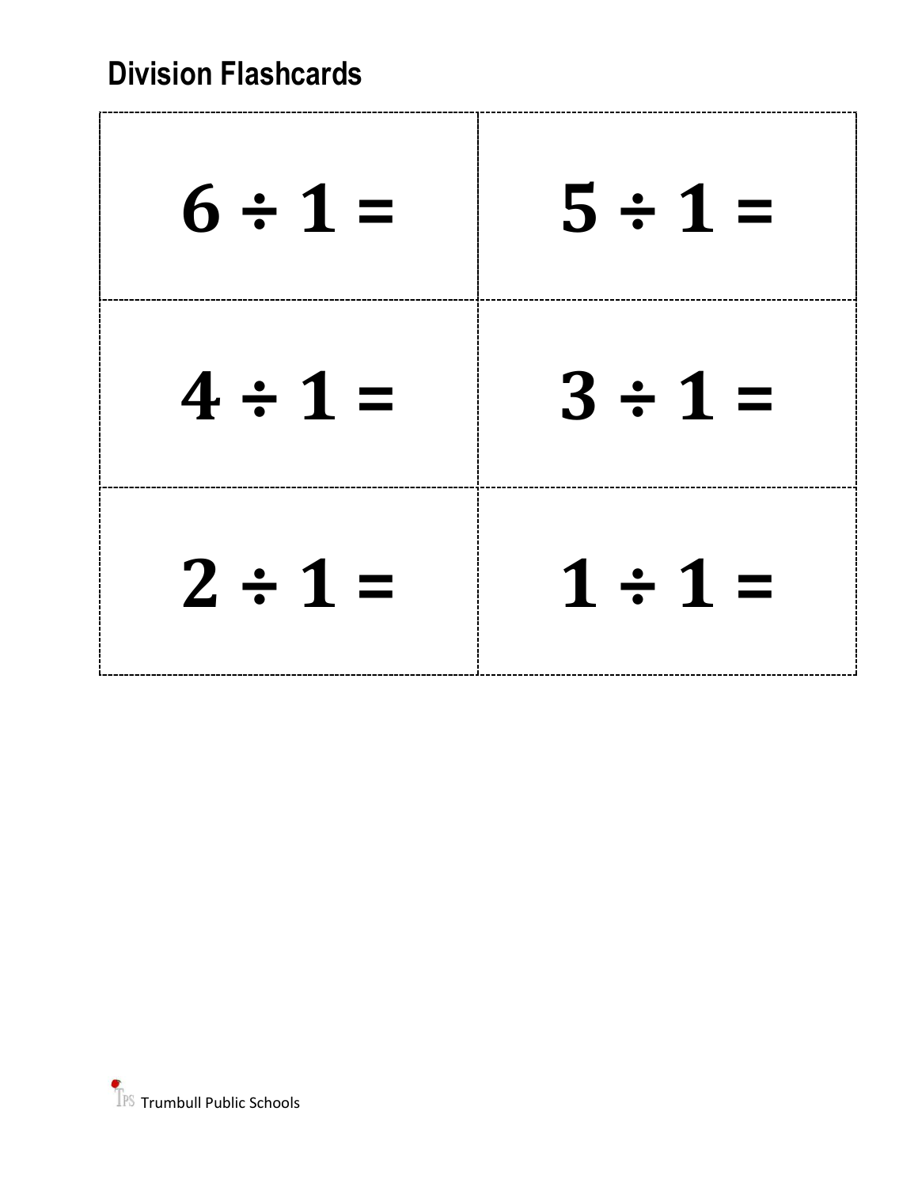## Division Flashcards

| | |
|---|---|
| $6 \div 1 =$ | $5 \div 1 =$ |
| $4 \div 1 =$ | $3 \div 1 =$ |
| $2 \div 1 =$ | $1 \div 1 =$ |